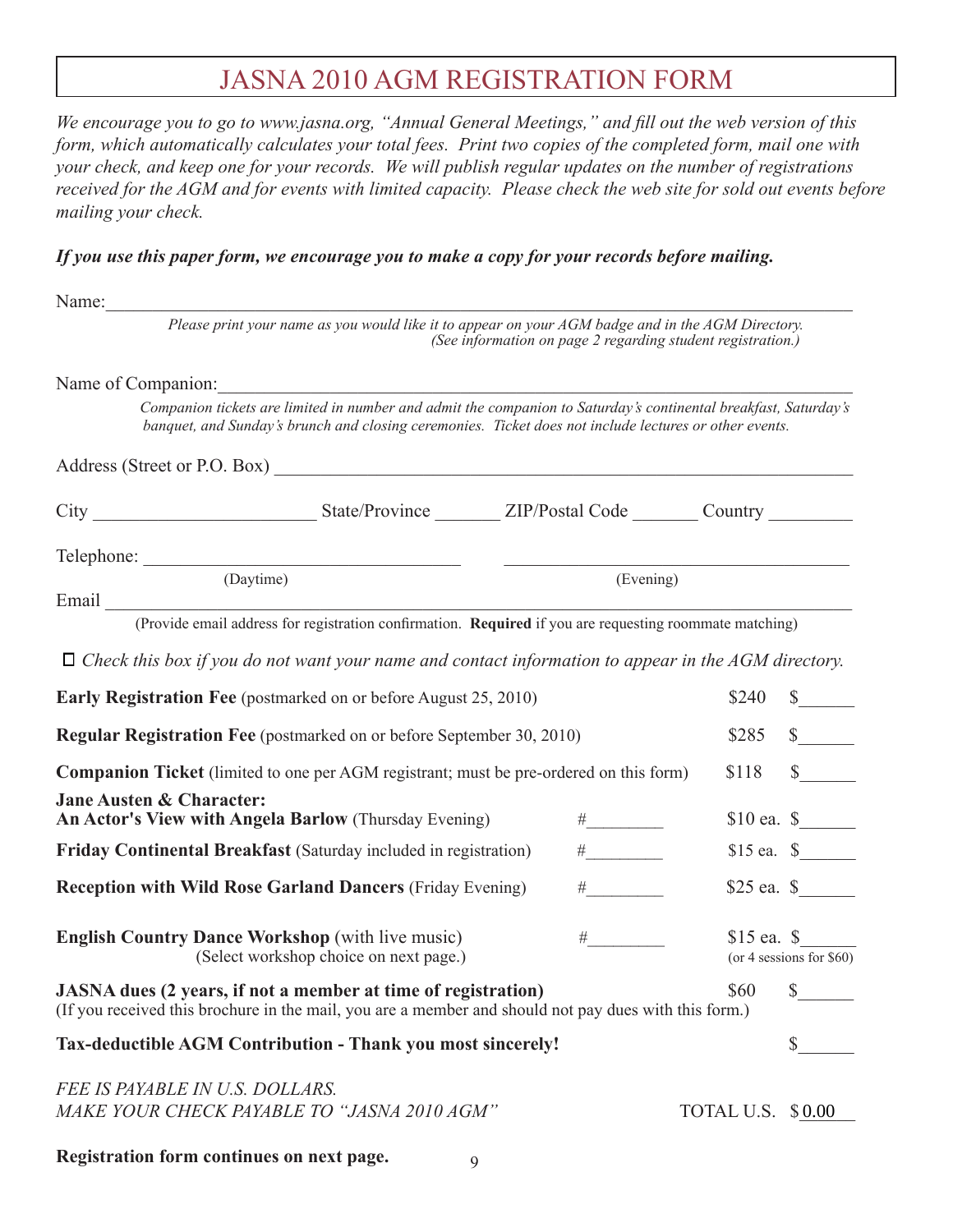# JASNA 2010 AGM REGISTRATION FORM

*We encourage you to go to www.jasna.org, "Annual General Meetings," and fill out the web version of this form, which automatically calculates your total fees. Print two copies of the completed form, mail one with your check, and keep one for your records. We will publish regular updates on the number of registrations received for the AGM and for events with limited capacity. Please check the web site for sold out events before mailing your check.*

***If you use this paper form, we encourage you to make a copy for your records before mailing.***

Name:\_\_\_\_\_\_\_\_\_\_\_\_\_\_\_\_\_\_\_\_\_\_\_\_\_\_\_\_\_\_\_\_\_\_\_\_\_\_\_\_\_\_\_\_\_\_\_\_\_\_\_\_\_\_\_\_\_\_\_\_\_\_\_\_

*Please print your name as you would like it to appear on your AGM badge and in the AGM Directory. (See information on page 2 regarding student registration.)*

Name of Companion:\_\_\_\_\_\_\_\_\_\_\_\_\_\_\_\_\_\_\_\_\_\_\_\_\_\_\_\_\_\_\_\_\_\_\_\_\_\_\_\_\_\_\_\_\_\_\_\_\_\_\_\_\_\_

*Companion tickets are limited in number and admit the companion to Saturday's continental breakfast, Saturday's banquet, and Sunday's brunch and closing ceremonies. Ticket does not include lectures or other events.*

Address (Street or P.O. Box) \_\_\_\_\_\_\_\_\_\_\_\_\_\_\_\_\_\_\_\_\_\_\_\_\_\_\_\_\_\_\_\_\_\_\_\_\_\_\_\_\_\_\_\_\_\_\_\_

City \_\_\_\_\_\_\_\_\_\_\_\_\_\_\_\_\_\_\_\_ State/Province \_\_\_\_\_\_\_ ZIP/Postal Code \_\_\_\_\_\_\_ Country \_\_\_\_\_\_\_\_\_

Telephone: \_\_\_\_\_\_\_\_\_\_\_\_\_\_\_\_\_\_\_\_\_\_\_\_\_\_\_\_ (Daytime) \_\_\_\_\_\_\_\_\_\_\_\_\_\_\_\_\_\_\_\_\_\_\_\_\_\_\_\_ (Evening)

Email \_\_\_\_\_\_\_\_\_\_\_\_\_\_\_\_\_\_\_\_\_\_\_\_\_\_\_\_\_\_\_\_\_\_\_\_\_\_\_\_\_\_\_\_\_\_\_\_\_\_\_\_\_\_\_\_\_\_\_\_\_\_\_\_\_\_\_\_

(Provide email address for registration confirmation. **Required** if you are requesting roommate matching)

☐ *Check this box if you do not want your name and contact information to appear in the AGM directory.*

| Item | Quantity | Price | Amount |
|---|---|---|---|
| **Early Registration Fee** (postmarked on or before August 25, 2010) | | $240 | $\_\_\_\_\_\_ |
| **Regular Registration Fee** (postmarked on or before September 30, 2010) | | $285 | $\_\_\_\_\_\_ |
| **Companion Ticket** (limited to one per AGM registrant; must be pre-ordered on this form) | | $118 | $\_\_\_\_\_\_ |
| **Jane Austen & Character: An Actor's View with Angela Barlow** (Thursday Evening) | #\_\_\_\_\_\_\_\_ | $10 ea. | $\_\_\_\_\_\_ |
| **Friday Continental Breakfast** (Saturday included in registration) | #\_\_\_\_\_\_\_\_ | $15 ea. | $\_\_\_\_\_\_ |
| **Reception with Wild Rose Garland Dancers** (Friday Evening) | #\_\_\_\_\_\_\_\_ | $25 ea. | $\_\_\_\_\_\_ |
| **English Country Dance Workshop** (with live music) (Select workshop choice on next page.) | #\_\_\_\_\_\_\_\_ | $15 ea. (or 4 sessions for $60) | $\_\_\_\_\_\_ |
| **JASNA dues (2 years, if not a member at time of registration)** (If you received this brochure in the mail, you are a member and should not pay dues with this form.) | | $60 | $\_\_\_\_\_\_ |
| **Tax-deductible AGM Contribution - Thank you most sincerely!** | | | $\_\_\_\_\_\_ |

*FEE IS PAYABLE IN U.S. DOLLARS.*
*MAKE YOUR CHECK PAYABLE TO "JASNA 2010 AGM"*

TOTAL U.S. $0.00

**Registration form continues on next page.**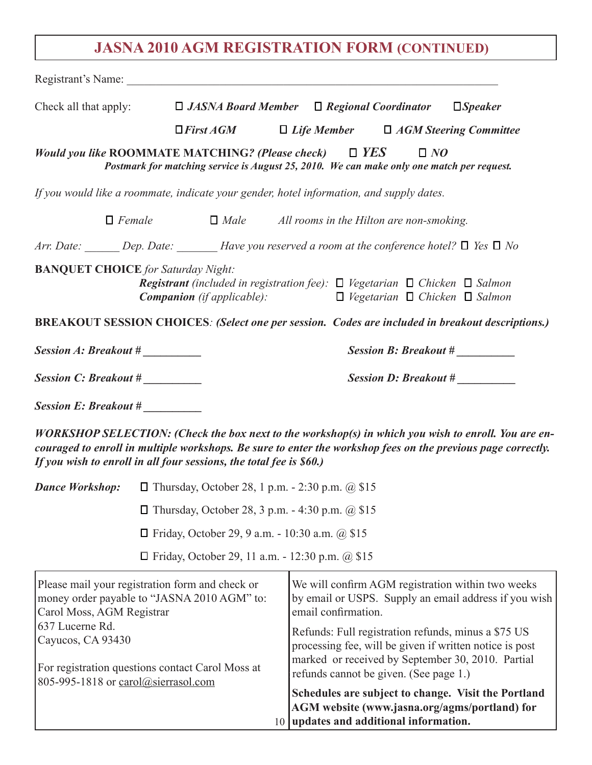# JASNA 2010 AGM REGISTRATION FORM (CONTINUED)

Registrant's Name: ___________________________________________________________________

Check all that apply: ☐ ***JASNA Board Member*** ☐ ***Regional Coordinator*** ☐ ***Speaker***

☐ ***First AGM*** ☐ ***Life Member*** ☐ ***AGM Steering Committee***

***Would you like* ROOMMATE MATCHING*? (Please check)*** ☐ ***YES*** ☐ ***NO***

***Postmark for matching service is August 25, 2010. We can make only one match per request.***

*If you would like a roommate, indicate your gender, hotel information, and supply dates.*

☐ *Female* ☐ *Male* *All rooms in the Hilton are non-smoking.*

*Arr. Date:* ______ *Dep. Date:* _______ *Have you reserved a room at the conference hotel?* ☐ *Yes* ☐ *No*

**BANQUET CHOICE** *for Saturday Night:*

***Registrant*** *(included in registration fee):* ☐ *Vegetarian* ☐ *Chicken* ☐ *Salmon*
***Companion*** *(if applicable):* ☐ *Vegetarian* ☐ *Chicken* ☐ *Salmon*

**BREAKOUT SESSION CHOICES***: **(Select one per session. Codes are included in breakout descriptions.)***

***Session A: Breakout #*** __________ ***Session B: Breakout #*** __________

***Session C: Breakout #*** __________ ***Session D: Breakout #*** __________

***Session E: Breakout #*** __________

***WORKSHOP SELECTION: (Check the box next to the workshop(s) in which you wish to enroll. You are encouraged to enroll in multiple workshops. Be sure to enter the workshop fees on the previous page correctly. If you wish to enroll in all four sessions, the total fee is $60.)***

***Dance Workshop:***

☐ Thursday, October 28, 1 p.m. - 2:30 p.m. @ $15

☐ Thursday, October 28, 3 p.m. - 4:30 p.m. @ $15

☐ Friday, October 29, 9 a.m. - 10:30 a.m. @ $15

☐ Friday, October 29, 11 a.m. - 12:30 p.m. @ $15

Please mail your registration form and check or money order payable to "JASNA 2010 AGM" to:
Carol Moss, AGM Registrar
637 Lucerne Rd.
Cayucos, CA 93430

For registration questions contact Carol Moss at 805-995-1818 or carol@sierrasol.com

We will confirm AGM registration within two weeks by email or USPS. Supply an email address if you wish email confirmation.

Refunds: Full registration refunds, minus a $75 US processing fee, will be given if written notice is post marked or received by September 30, 2010. Partial refunds cannot be given. (See page 1.)

**Schedules are subject to change. Visit the Portland AGM website (www.jasna.org/agms/portland) for updates and additional information.**